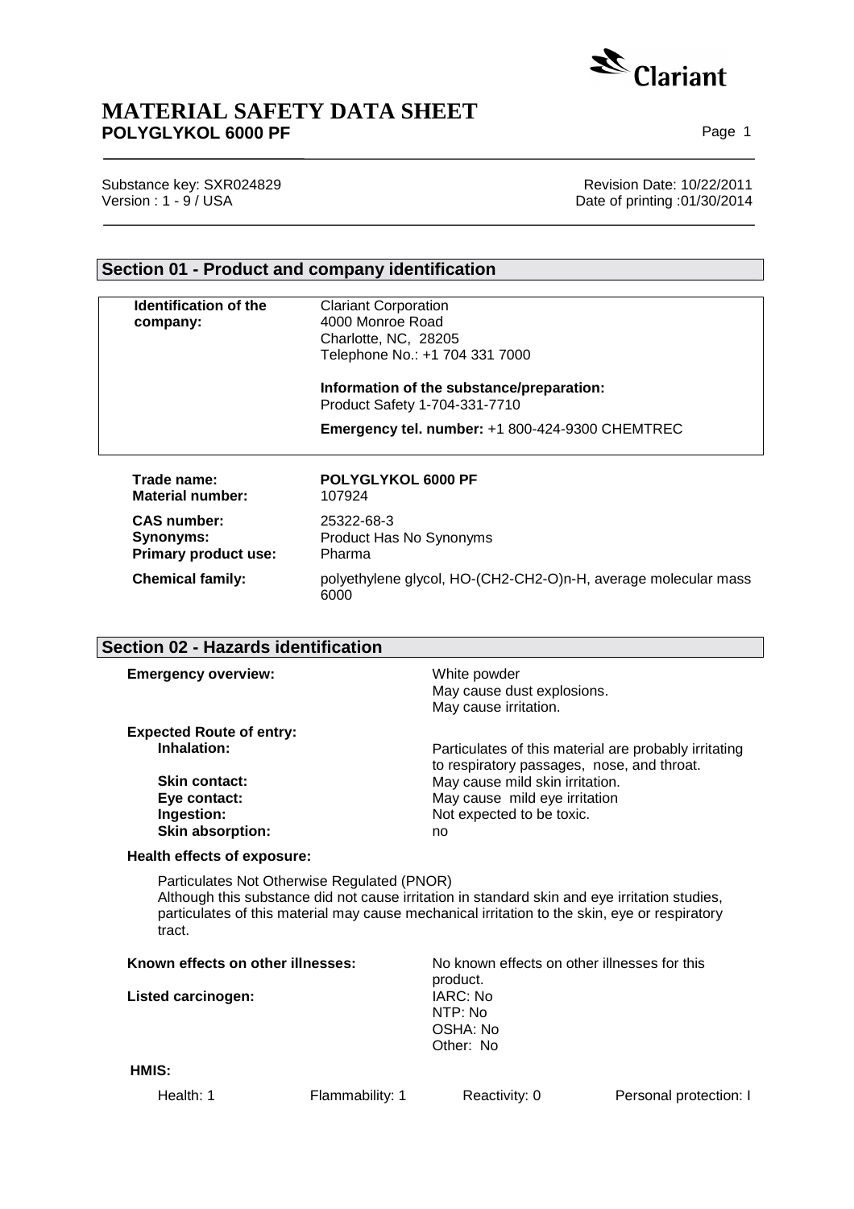# MATERIAL SAFETY DATA SHEET

**POLYGLYKOL 6000 PF**

Substance key: SXR024829
Version : 1 - 9 / USA

Revision Date: 10/22/2011
Date of printing :01/30/2014

## Section 01 - Product and company identification

**Identification of the company:**
Clariant Corporation
4000 Monroe Road
Charlotte, NC, 28205
Telephone No.: +1 704 331 7000

**Information of the substance/preparation:**
Product Safety 1-704-331-7710

**Emergency tel. number:** +1 800-424-9300 CHEMTREC

**Trade name:** **POLYGLYKOL 6000 PF**
**Material number:** 107924

**CAS number:** 25322-68-3
**Synonyms:** Product Has No Synonyms
**Primary product use:** Pharma

**Chemical family:** polyethylene glycol, HO-(CH2-CH2-O)n-H, average molecular mass 6000

## Section 02 - Hazards identification

**Emergency overview:**
White powder
May cause dust explosions.
May cause irritation.

**Expected Route of entry:**

- **Inhalation:** Particulates of this material are probably irritating to respiratory passages, nose, and throat.
- **Skin contact:** May cause mild skin irritation.
- **Eye contact:** May cause mild eye irritation
- **Ingestion:** Not expected to be toxic.
- **Skin absorption:** no

**Health effects of exposure:**

Particulates Not Otherwise Regulated (PNOR)
Although this substance did not cause irritation in standard skin and eye irritation studies, particulates of this material may cause mechanical irritation to the skin, eye or respiratory tract.

**Known effects on other illnesses:** No known effects on other illnesses for this product.

**Listed carcinogen:**
IARC: No
NTP: No
OSHA: No
Other: No

**HMIS:**

| Health: 1 | Flammability: 1 | Reactivity: 0 | Personal protection: I |
|---|---|---|---|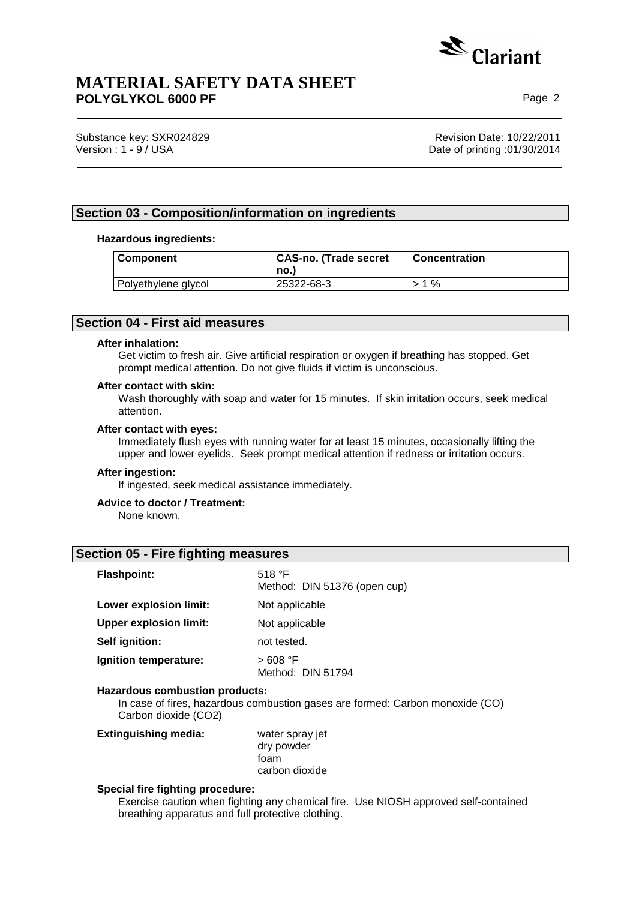## Section 03 - Composition/information on ingredients

**Hazardous ingredients:**

| Component | CAS-no. (Trade secret no.) | Concentration |
|---|---|---|
| Polyethylene glycol | 25322-68-3 | > 1 % |

## Section 04 - First aid measures

**After inhalation:**
Get victim to fresh air. Give artificial respiration or oxygen if breathing has stopped. Get prompt medical attention. Do not give fluids if victim is unconscious.

**After contact with skin:**
Wash thoroughly with soap and water for 15 minutes. If skin irritation occurs, seek medical attention.

**After contact with eyes:**
Immediately flush eyes with running water for at least 15 minutes, occasionally lifting the upper and lower eyelids. Seek prompt medical attention if redness or irritation occurs.

**After ingestion:**
If ingested, seek medical assistance immediately.

**Advice to doctor / Treatment:**
None known.

## Section 05 - Fire fighting measures

**Flashpoint:** 518 °F
Method: DIN 51376 (open cup)

**Lower explosion limit:** Not applicable

**Upper explosion limit:** Not applicable

**Self ignition:** not tested.

**Ignition temperature:** > 608 °F
Method: DIN 51794

**Hazardous combustion products:**
In case of fires, hazardous combustion gases are formed: Carbon monoxide (CO) Carbon dioxide ($CO_2$)

**Extinguishing media:**
water spray jet
dry powder
foam
carbon dioxide

**Special fire fighting procedure:**
Exercise caution when fighting any chemical fire. Use NIOSH approved self-contained breathing apparatus and full protective clothing.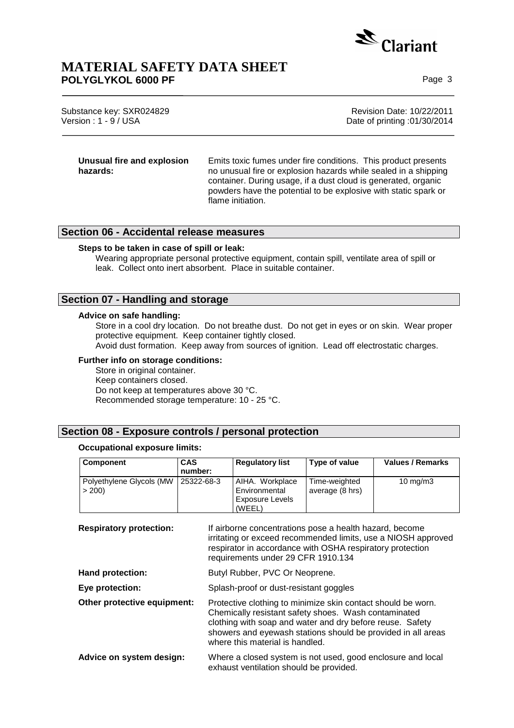**Unusual fire and explosion hazards:** Emits toxic fumes under fire conditions. This product presents no unusual fire or explosion hazards while sealed in a shipping container. During usage, if a dust cloud is generated, organic powders have the potential to be explosive with static spark or flame initiation.

## Section 06 - Accidental release measures

**Steps to be taken in case of spill or leak:**

Wearing appropriate personal protective equipment, contain spill, ventilate area of spill or leak. Collect onto inert absorbent. Place in suitable container.

## Section 07 - Handling and storage

**Advice on safe handling:**

Store in a cool dry location. Do not breathe dust. Do not get in eyes or on skin. Wear proper protective equipment. Keep container tightly closed.
Avoid dust formation. Keep away from sources of ignition. Lead off electrostatic charges.

**Further info on storage conditions:**

Store in original container.
Keep containers closed.
Do not keep at temperatures above 30 °C.
Recommended storage temperature: 10 - 25 °C.

## Section 08 - Exposure controls / personal protection

**Occupational exposure limits:**

| Component | CAS number: | Regulatory list | Type of value | Values / Remarks |
|---|---|---|---|---|
| Polyethylene Glycols (MW > 200) | 25322-68-3 | AIHA. Workplace Environmental Exposure Levels (WEEL) | Time-weighted average (8 hrs) | 10 mg/m3 |

**Respiratory protection:** If airborne concentrations pose a health hazard, become irritating or exceed recommended limits, use a NIOSH approved respirator in accordance with OSHA respiratory protection requirements under 29 CFR 1910.134

**Hand protection:** Butyl Rubber, PVC Or Neoprene.

**Eye protection:** Splash-proof or dust-resistant goggles

**Other protective equipment:** Protective clothing to minimize skin contact should be worn. Chemically resistant safety shoes. Wash contaminated clothing with soap and water and dry before reuse. Safety showers and eyewash stations should be provided in all areas where this material is handled.

**Advice on system design:** Where a closed system is not used, good enclosure and local exhaust ventilation should be provided.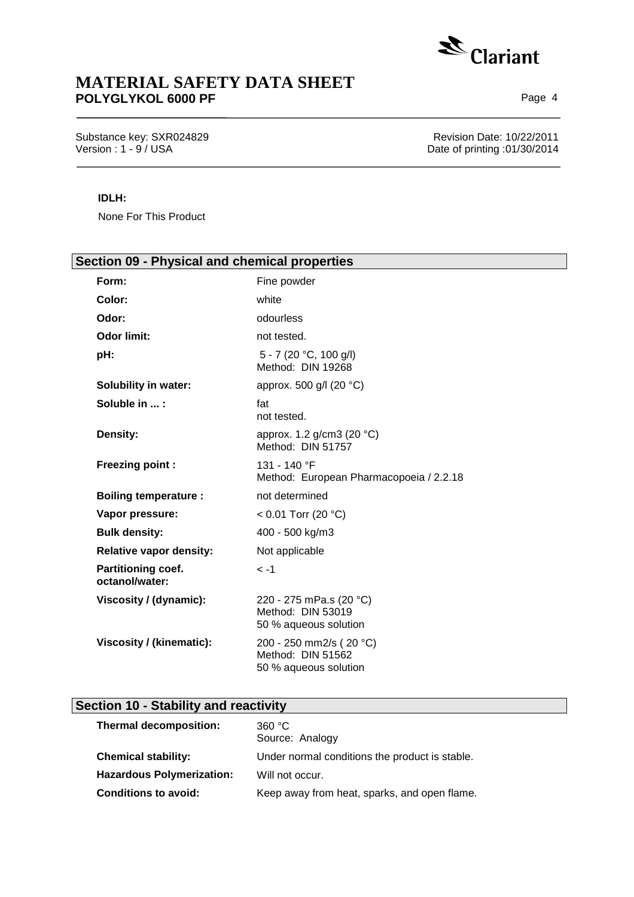**IDLH:**

None For This Product

## Section 09 - Physical and chemical properties

| Property | Value |
|---|---|
| **Form:** | Fine powder |
| **Color:** | white |
| **Odor:** | odourless |
| **Odor limit:** | not tested. |
| **pH:** | 5 - 7 (20 °C, 100 g/l)<br>Method: DIN 19268 |
| **Solubility in water:** | approx. 500 g/l (20 °C) |
| **Soluble in ... :** | fat<br>not tested. |
| **Density:** | approx. 1.2 g/cm3 (20 °C)<br>Method: DIN 51757 |
| **Freezing point :** | 131 - 140 °F<br>Method: European Pharmacopoeia / 2.2.18 |
| **Boiling temperature :** | not determined |
| **Vapor pressure:** | < 0.01 Torr (20 °C) |
| **Bulk density:** | 400 - 500 kg/m3 |
| **Relative vapor density:** | Not applicable |
| **Partitioning coef. octanol/water:** | < -1 |
| **Viscosity / (dynamic):** | 220 - 275 mPa.s (20 °C)<br>Method: DIN 53019<br>50 % aqueous solution |
| **Viscosity / (kinematic):** | 200 - 250 mm2/s ( 20 °C)<br>Method: DIN 51562<br>50 % aqueous solution |

## Section 10 - Stability and reactivity

| Property | Value |
|---|---|
| **Thermal decomposition:** | 360 °C<br>Source: Analogy |
| **Chemical stability:** | Under normal conditions the product is stable. |
| **Hazardous Polymerization:** | Will not occur. |
| **Conditions to avoid:** | Keep away from heat, sparks, and open flame. |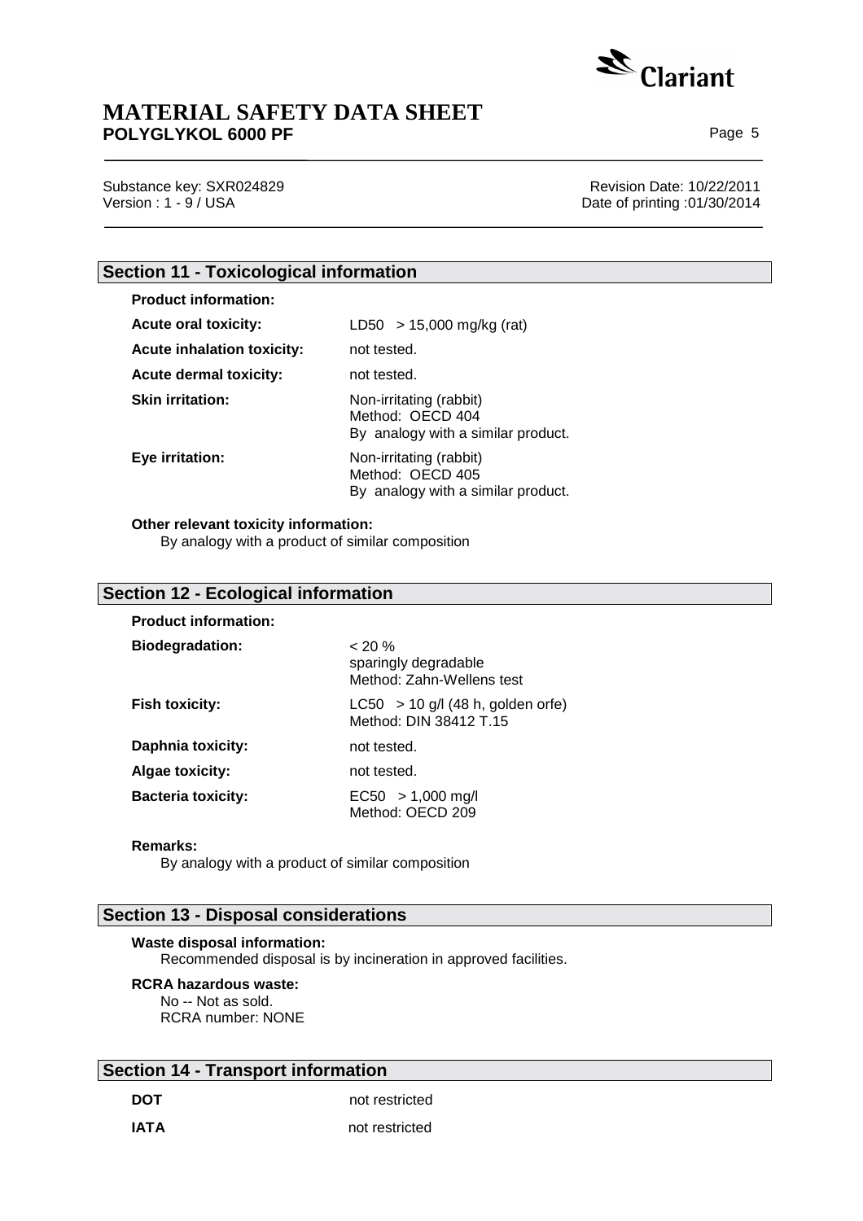## Section 11 - Toxicological information

**Product information:**

| | |
|---|---|
| **Acute oral toxicity:** | LD50 > 15,000 mg/kg (rat) |
| **Acute inhalation toxicity:** | not tested. |
| **Acute dermal toxicity:** | not tested. |
| **Skin irritation:** | Non-irritating (rabbit)<br>Method: OECD 404<br>By analogy with a similar product. |
| **Eye irritation:** | Non-irritating (rabbit)<br>Method: OECD 405<br>By analogy with a similar product. |

**Other relevant toxicity information:**

By analogy with a product of similar composition

## Section 12 - Ecological information

**Product information:**

| | |
|---|---|
| **Biodegradation:** | < 20 %<br>sparingly degradable<br>Method: Zahn-Wellens test |
| **Fish toxicity:** | LC50 > 10 g/l (48 h, golden orfe)<br>Method: DIN 38412 T.15 |
| **Daphnia toxicity:** | not tested. |
| **Algae toxicity:** | not tested. |
| **Bacteria toxicity:** | EC50 > 1,000 mg/l<br>Method: OECD 209 |

**Remarks:**

By analogy with a product of similar composition

## Section 13 - Disposal considerations

**Waste disposal information:**

Recommended disposal is by incineration in approved facilities.

**RCRA hazardous waste:**

No -- Not as sold.
RCRA number: NONE

## Section 14 - Transport information

| | |
|---|---|
| **DOT** | not restricted |
| **IATA** | not restricted |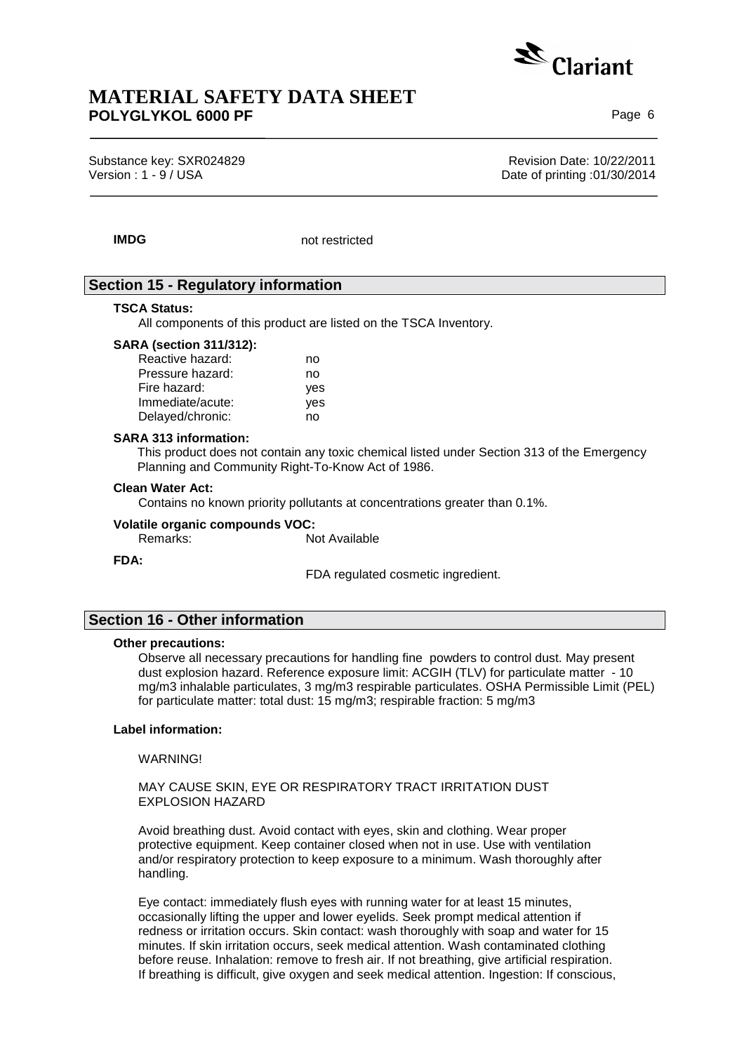**IMDG** not restricted

## Section 15 - Regulatory information

**TSCA Status:**

All components of this product are listed on the TSCA Inventory.

**SARA (section 311/312):**

| | |
|---|---|
| Reactive hazard: | no |
| Pressure hazard: | no |
| Fire hazard: | yes |
| Immediate/acute: | yes |
| Delayed/chronic: | no |

**SARA 313 information:**

This product does not contain any toxic chemical listed under Section 313 of the Emergency Planning and Community Right-To-Know Act of 1986.

**Clean Water Act:**

Contains no known priority pollutants at concentrations greater than 0.1%.

**Volatile organic compounds VOC:**

Remarks: Not Available

**FDA:**

FDA regulated cosmetic ingredient.

## Section 16 - Other information

**Other precautions:**

Observe all necessary precautions for handling fine powders to control dust. May present dust explosion hazard. Reference exposure limit: ACGIH (TLV) for particulate matter - 10 mg/m3 inhalable particulates, 3 mg/m3 respirable particulates. OSHA Permissible Limit (PEL) for particulate matter: total dust: 15 mg/m3; respirable fraction: 5 mg/m3

**Label information:**

WARNING!

MAY CAUSE SKIN, EYE OR RESPIRATORY TRACT IRRITATION DUST EXPLOSION HAZARD

Avoid breathing dust. Avoid contact with eyes, skin and clothing. Wear proper protective equipment. Keep container closed when not in use. Use with ventilation and/or respiratory protection to keep exposure to a minimum. Wash thoroughly after handling.

Eye contact: immediately flush eyes with running water for at least 15 minutes, occasionally lifting the upper and lower eyelids. Seek prompt medical attention if redness or irritation occurs. Skin contact: wash thoroughly with soap and water for 15 minutes. If skin irritation occurs, seek medical attention. Wash contaminated clothing before reuse. Inhalation: remove to fresh air. If not breathing, give artificial respiration. If breathing is difficult, give oxygen and seek medical attention. Ingestion: If conscious,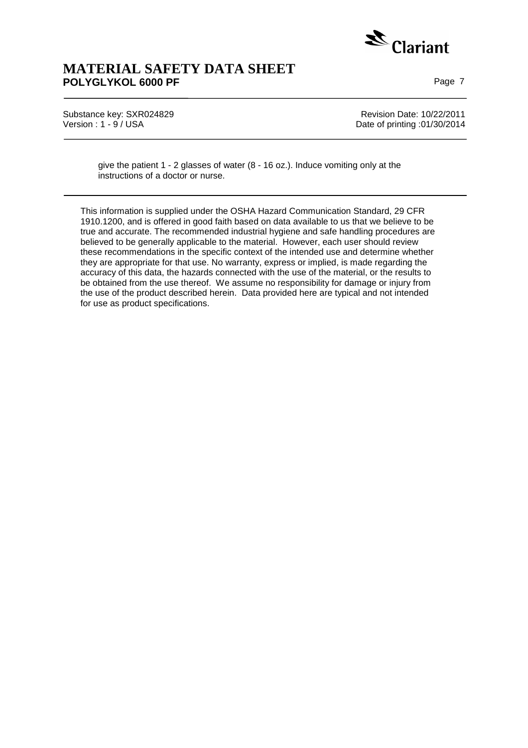give the patient 1 - 2 glasses of water (8 - 16 oz.). Induce vomiting only at the instructions of a doctor or nurse.

This information is supplied under the OSHA Hazard Communication Standard, 29 CFR 1910.1200, and is offered in good faith based on data available to us that we believe to be true and accurate. The recommended industrial hygiene and safe handling procedures are believed to be generally applicable to the material. However, each user should review these recommendations in the specific context of the intended use and determine whether they are appropriate for that use. No warranty, express or implied, is made regarding the accuracy of this data, the hazards connected with the use of the material, or the results to be obtained from the use thereof. We assume no responsibility for damage or injury from the use of the product described herein. Data provided here are typical and not intended for use as product specifications.